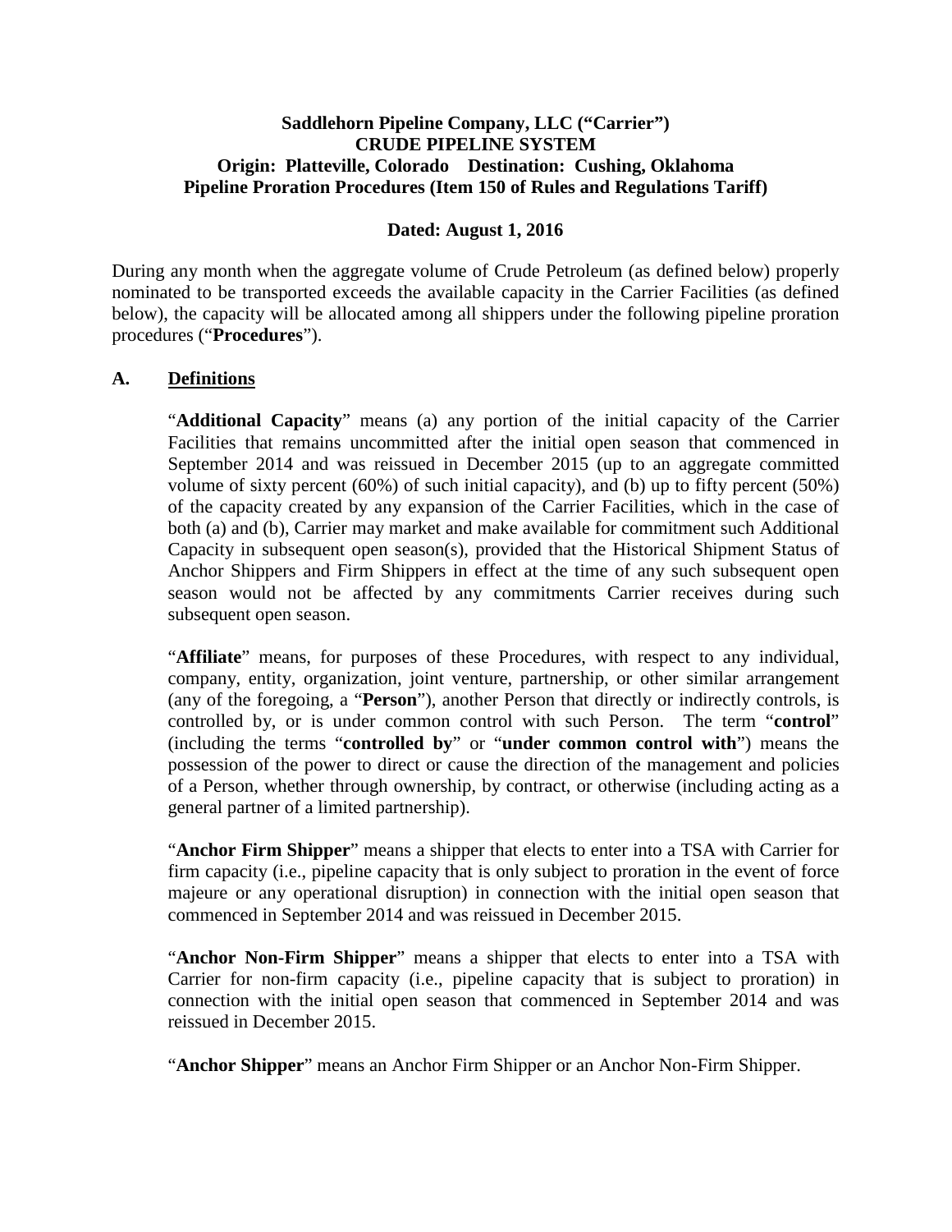**Saddlehorn Pipeline Company, LLC ("Carrier")**
**CRUDE PIPELINE SYSTEM**
**Origin: Platteville, Colorado Destination: Cushing, Oklahoma**
**Pipeline Proration Procedures (Item 150 of Rules and Regulations Tariff)**

**Dated: August 1, 2016**

During any month when the aggregate volume of Crude Petroleum (as defined below) properly nominated to be transported exceeds the available capacity in the Carrier Facilities (as defined below), the capacity will be allocated among all shippers under the following pipeline proration procedures ("**Procedures**").

## A. Definitions

"**Additional Capacity**" means (a) any portion of the initial capacity of the Carrier Facilities that remains uncommitted after the initial open season that commenced in September 2014 and was reissued in December 2015 (up to an aggregate committed volume of sixty percent (60%) of such initial capacity), and (b) up to fifty percent (50%) of the capacity created by any expansion of the Carrier Facilities, which in the case of both (a) and (b), Carrier may market and make available for commitment such Additional Capacity in subsequent open season(s), provided that the Historical Shipment Status of Anchor Shippers and Firm Shippers in effect at the time of any such subsequent open season would not be affected by any commitments Carrier receives during such subsequent open season.

"**Affiliate**" means, for purposes of these Procedures, with respect to any individual, company, entity, organization, joint venture, partnership, or other similar arrangement (any of the foregoing, a "**Person**"), another Person that directly or indirectly controls, is controlled by, or is under common control with such Person. The term "**control**" (including the terms "**controlled by**" or "**under common control with**") means the possession of the power to direct or cause the direction of the management and policies of a Person, whether through ownership, by contract, or otherwise (including acting as a general partner of a limited partnership).

"**Anchor Firm Shipper**" means a shipper that elects to enter into a TSA with Carrier for firm capacity (i.e., pipeline capacity that is only subject to proration in the event of force majeure or any operational disruption) in connection with the initial open season that commenced in September 2014 and was reissued in December 2015.

"**Anchor Non-Firm Shipper**" means a shipper that elects to enter into a TSA with Carrier for non-firm capacity (i.e., pipeline capacity that is subject to proration) in connection with the initial open season that commenced in September 2014 and was reissued in December 2015.

"**Anchor Shipper**" means an Anchor Firm Shipper or an Anchor Non-Firm Shipper.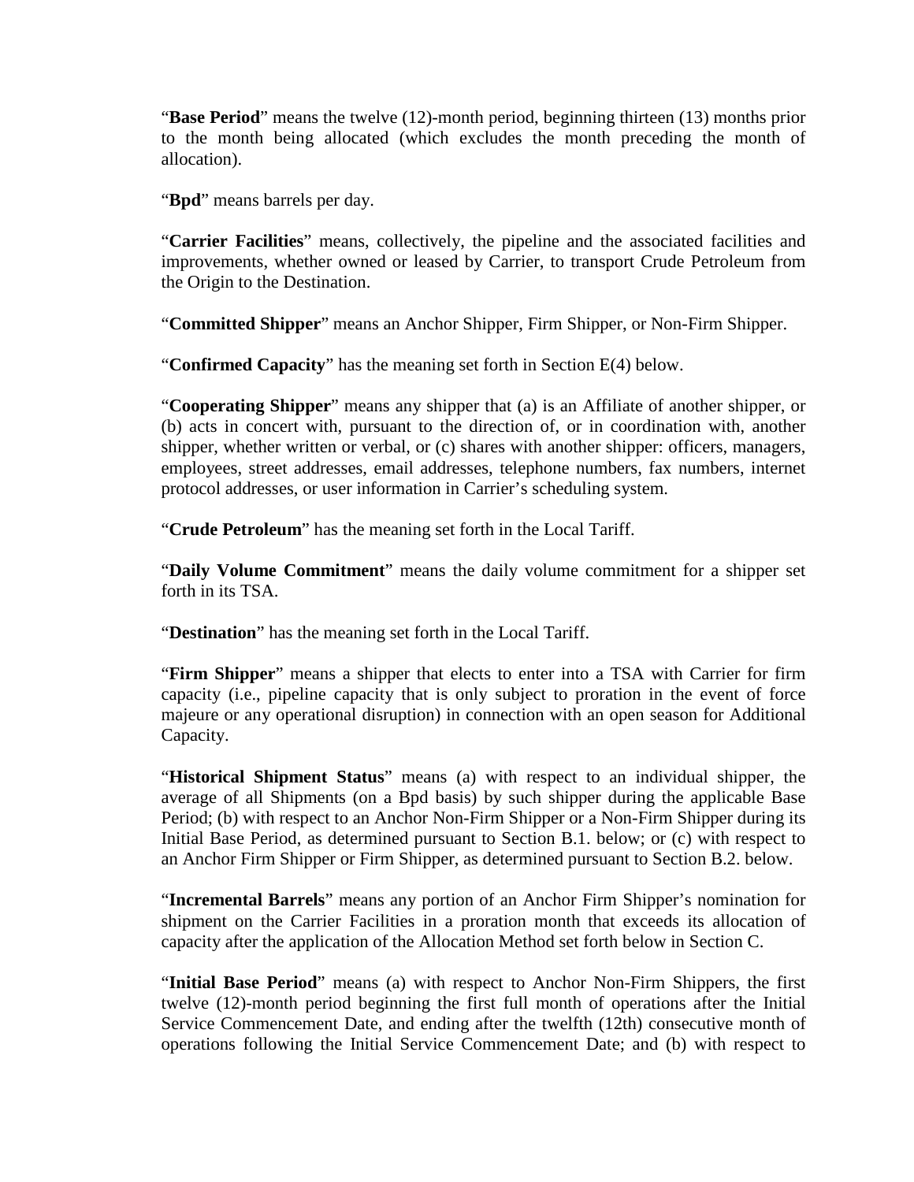"**Base Period**" means the twelve (12)-month period, beginning thirteen (13) months prior to the month being allocated (which excludes the month preceding the month of allocation).

"**Bpd**" means barrels per day.

"**Carrier Facilities**" means, collectively, the pipeline and the associated facilities and improvements, whether owned or leased by Carrier, to transport Crude Petroleum from the Origin to the Destination.

"**Committed Shipper**" means an Anchor Shipper, Firm Shipper, or Non-Firm Shipper.

"**Confirmed Capacity**" has the meaning set forth in Section E(4) below.

"**Cooperating Shipper**" means any shipper that (a) is an Affiliate of another shipper, or (b) acts in concert with, pursuant to the direction of, or in coordination with, another shipper, whether written or verbal, or (c) shares with another shipper: officers, managers, employees, street addresses, email addresses, telephone numbers, fax numbers, internet protocol addresses, or user information in Carrier's scheduling system.

"**Crude Petroleum**" has the meaning set forth in the Local Tariff.

"**Daily Volume Commitment**" means the daily volume commitment for a shipper set forth in its TSA.

"**Destination**" has the meaning set forth in the Local Tariff.

"**Firm Shipper**" means a shipper that elects to enter into a TSA with Carrier for firm capacity (i.e., pipeline capacity that is only subject to proration in the event of force majeure or any operational disruption) in connection with an open season for Additional Capacity.

"**Historical Shipment Status**" means (a) with respect to an individual shipper, the average of all Shipments (on a Bpd basis) by such shipper during the applicable Base Period; (b) with respect to an Anchor Non-Firm Shipper or a Non-Firm Shipper during its Initial Base Period, as determined pursuant to Section B.1. below; or (c) with respect to an Anchor Firm Shipper or Firm Shipper, as determined pursuant to Section B.2. below.

"**Incremental Barrels**" means any portion of an Anchor Firm Shipper's nomination for shipment on the Carrier Facilities in a proration month that exceeds its allocation of capacity after the application of the Allocation Method set forth below in Section C.

"**Initial Base Period**" means (a) with respect to Anchor Non-Firm Shippers, the first twelve (12)-month period beginning the first full month of operations after the Initial Service Commencement Date, and ending after the twelfth (12th) consecutive month of operations following the Initial Service Commencement Date; and (b) with respect to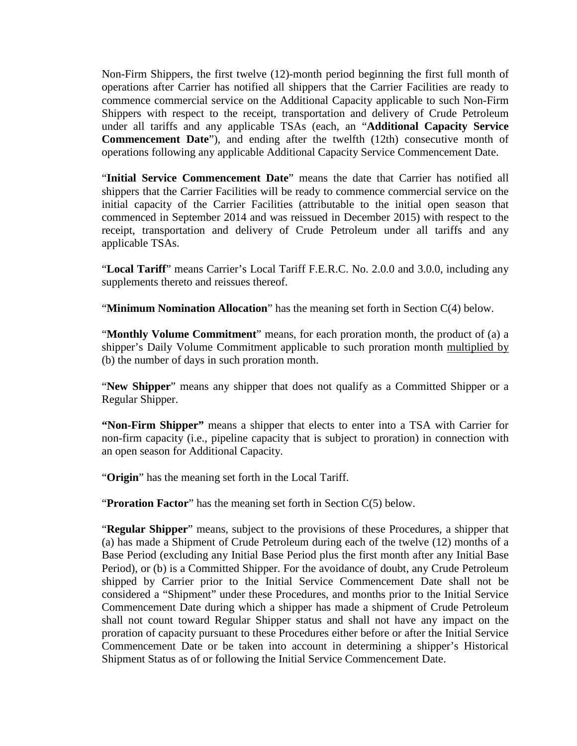Non-Firm Shippers, the first twelve (12)-month period beginning the first full month of operations after Carrier has notified all shippers that the Carrier Facilities are ready to commence commercial service on the Additional Capacity applicable to such Non-Firm Shippers with respect to the receipt, transportation and delivery of Crude Petroleum under all tariffs and any applicable TSAs (each, an "**Additional Capacity Service Commencement Date**"), and ending after the twelfth (12th) consecutive month of operations following any applicable Additional Capacity Service Commencement Date.

"**Initial Service Commencement Date**" means the date that Carrier has notified all shippers that the Carrier Facilities will be ready to commence commercial service on the initial capacity of the Carrier Facilities (attributable to the initial open season that commenced in September 2014 and was reissued in December 2015) with respect to the receipt, transportation and delivery of Crude Petroleum under all tariffs and any applicable TSAs.

"**Local Tariff**" means Carrier's Local Tariff F.E.R.C. No. 2.0.0 and 3.0.0, including any supplements thereto and reissues thereof.

"**Minimum Nomination Allocation**" has the meaning set forth in Section C(4) below.

"**Monthly Volume Commitment**" means, for each proration month, the product of (a) a shipper's Daily Volume Commitment applicable to such proration month multiplied by (b) the number of days in such proration month.

"**New Shipper**" means any shipper that does not qualify as a Committed Shipper or a Regular Shipper.

**"Non-Firm Shipper"** means a shipper that elects to enter into a TSA with Carrier for non-firm capacity (i.e., pipeline capacity that is subject to proration) in connection with an open season for Additional Capacity.

"**Origin**" has the meaning set forth in the Local Tariff.

"**Proration Factor**" has the meaning set forth in Section C(5) below.

"**Regular Shipper**" means, subject to the provisions of these Procedures, a shipper that (a) has made a Shipment of Crude Petroleum during each of the twelve (12) months of a Base Period (excluding any Initial Base Period plus the first month after any Initial Base Period), or (b) is a Committed Shipper. For the avoidance of doubt, any Crude Petroleum shipped by Carrier prior to the Initial Service Commencement Date shall not be considered a "Shipment" under these Procedures, and months prior to the Initial Service Commencement Date during which a shipper has made a shipment of Crude Petroleum shall not count toward Regular Shipper status and shall not have any impact on the proration of capacity pursuant to these Procedures either before or after the Initial Service Commencement Date or be taken into account in determining a shipper's Historical Shipment Status as of or following the Initial Service Commencement Date.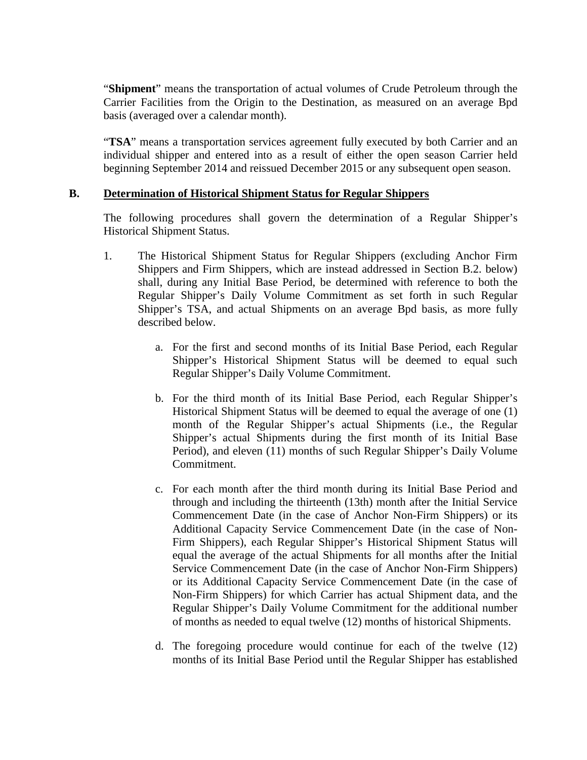"**Shipment**" means the transportation of actual volumes of Crude Petroleum through the Carrier Facilities from the Origin to the Destination, as measured on an average Bpd basis (averaged over a calendar month).

"**TSA**" means a transportation services agreement fully executed by both Carrier and an individual shipper and entered into as a result of either the open season Carrier held beginning September 2014 and reissued December 2015 or any subsequent open season.

**B. Determination of Historical Shipment Status for Regular Shippers**

The following procedures shall govern the determination of a Regular Shipper's Historical Shipment Status.

1. The Historical Shipment Status for Regular Shippers (excluding Anchor Firm Shippers and Firm Shippers, which are instead addressed in Section B.2. below) shall, during any Initial Base Period, be determined with reference to both the Regular Shipper's Daily Volume Commitment as set forth in such Regular Shipper's TSA, and actual Shipments on an average Bpd basis, as more fully described below.

   a. For the first and second months of its Initial Base Period, each Regular Shipper's Historical Shipment Status will be deemed to equal such Regular Shipper's Daily Volume Commitment.

   b. For the third month of its Initial Base Period, each Regular Shipper's Historical Shipment Status will be deemed to equal the average of one (1) month of the Regular Shipper's actual Shipments (i.e., the Regular Shipper's actual Shipments during the first month of its Initial Base Period), and eleven (11) months of such Regular Shipper's Daily Volume Commitment.

   c. For each month after the third month during its Initial Base Period and through and including the thirteenth (13th) month after the Initial Service Commencement Date (in the case of Anchor Non-Firm Shippers) or its Additional Capacity Service Commencement Date (in the case of Non-Firm Shippers), each Regular Shipper's Historical Shipment Status will equal the average of the actual Shipments for all months after the Initial Service Commencement Date (in the case of Anchor Non-Firm Shippers) or its Additional Capacity Service Commencement Date (in the case of Non-Firm Shippers) for which Carrier has actual Shipment data, and the Regular Shipper's Daily Volume Commitment for the additional number of months as needed to equal twelve (12) months of historical Shipments.

   d. The foregoing procedure would continue for each of the twelve (12) months of its Initial Base Period until the Regular Shipper has established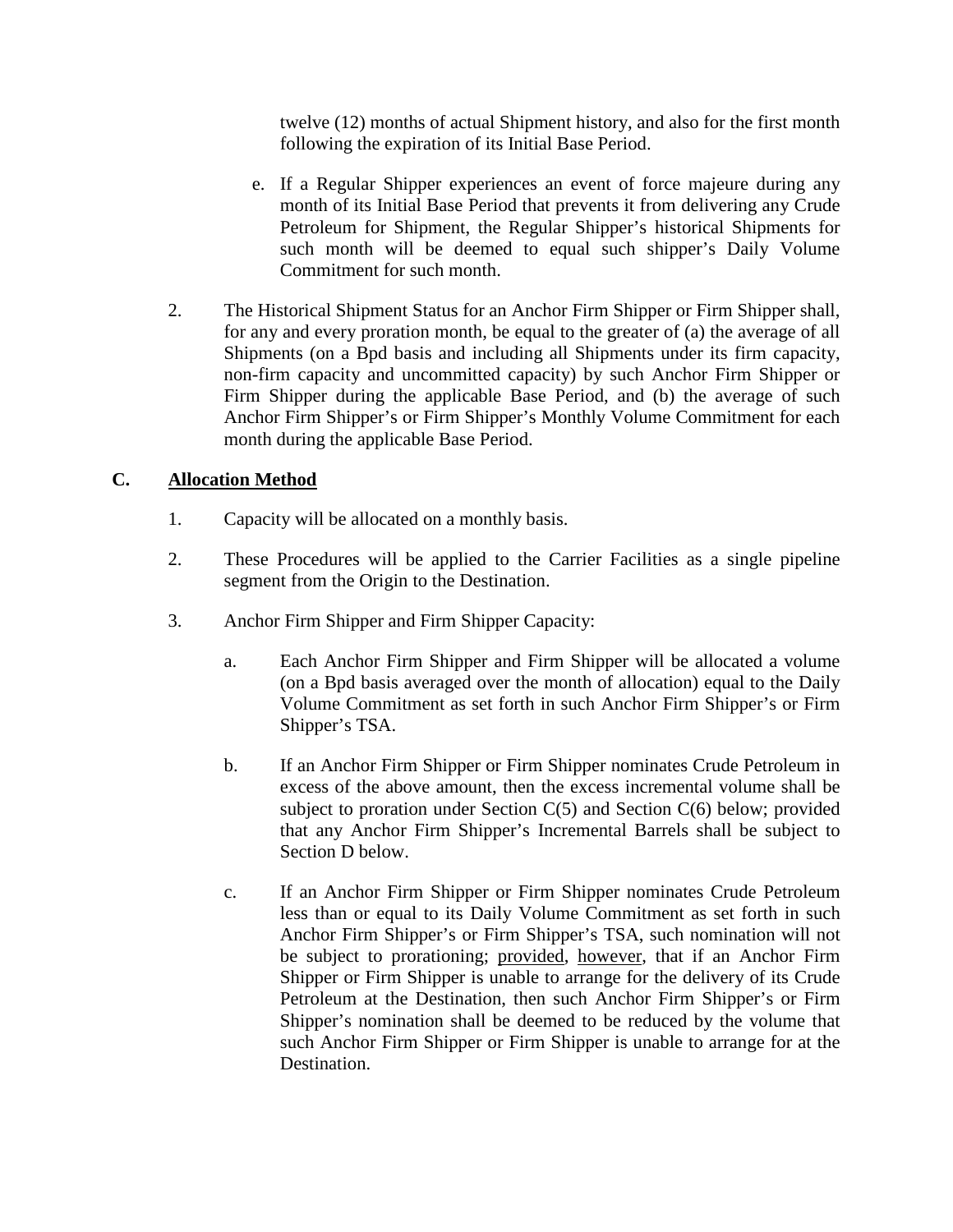twelve (12) months of actual Shipment history, and also for the first month following the expiration of its Initial Base Period.

e. If a Regular Shipper experiences an event of force majeure during any month of its Initial Base Period that prevents it from delivering any Crude Petroleum for Shipment, the Regular Shipper's historical Shipments for such month will be deemed to equal such shipper's Daily Volume Commitment for such month.

2. The Historical Shipment Status for an Anchor Firm Shipper or Firm Shipper shall, for any and every proration month, be equal to the greater of (a) the average of all Shipments (on a Bpd basis and including all Shipments under its firm capacity, non-firm capacity and uncommitted capacity) by such Anchor Firm Shipper or Firm Shipper during the applicable Base Period, and (b) the average of such Anchor Firm Shipper's or Firm Shipper's Monthly Volume Commitment for each month during the applicable Base Period.

## C. Allocation Method

1. Capacity will be allocated on a monthly basis.

2. These Procedures will be applied to the Carrier Facilities as a single pipeline segment from the Origin to the Destination.

3. Anchor Firm Shipper and Firm Shipper Capacity:

   a. Each Anchor Firm Shipper and Firm Shipper will be allocated a volume (on a Bpd basis averaged over the month of allocation) equal to the Daily Volume Commitment as set forth in such Anchor Firm Shipper's or Firm Shipper's TSA.

   b. If an Anchor Firm Shipper or Firm Shipper nominates Crude Petroleum in excess of the above amount, then the excess incremental volume shall be subject to proration under Section C(5) and Section C(6) below; provided that any Anchor Firm Shipper's Incremental Barrels shall be subject to Section D below.

   c. If an Anchor Firm Shipper or Firm Shipper nominates Crude Petroleum less than or equal to its Daily Volume Commitment as set forth in such Anchor Firm Shipper's or Firm Shipper's TSA, such nomination will not be subject to prorationing; provided, however, that if an Anchor Firm Shipper or Firm Shipper is unable to arrange for the delivery of its Crude Petroleum at the Destination, then such Anchor Firm Shipper's or Firm Shipper's nomination shall be deemed to be reduced by the volume that such Anchor Firm Shipper or Firm Shipper is unable to arrange for at the Destination.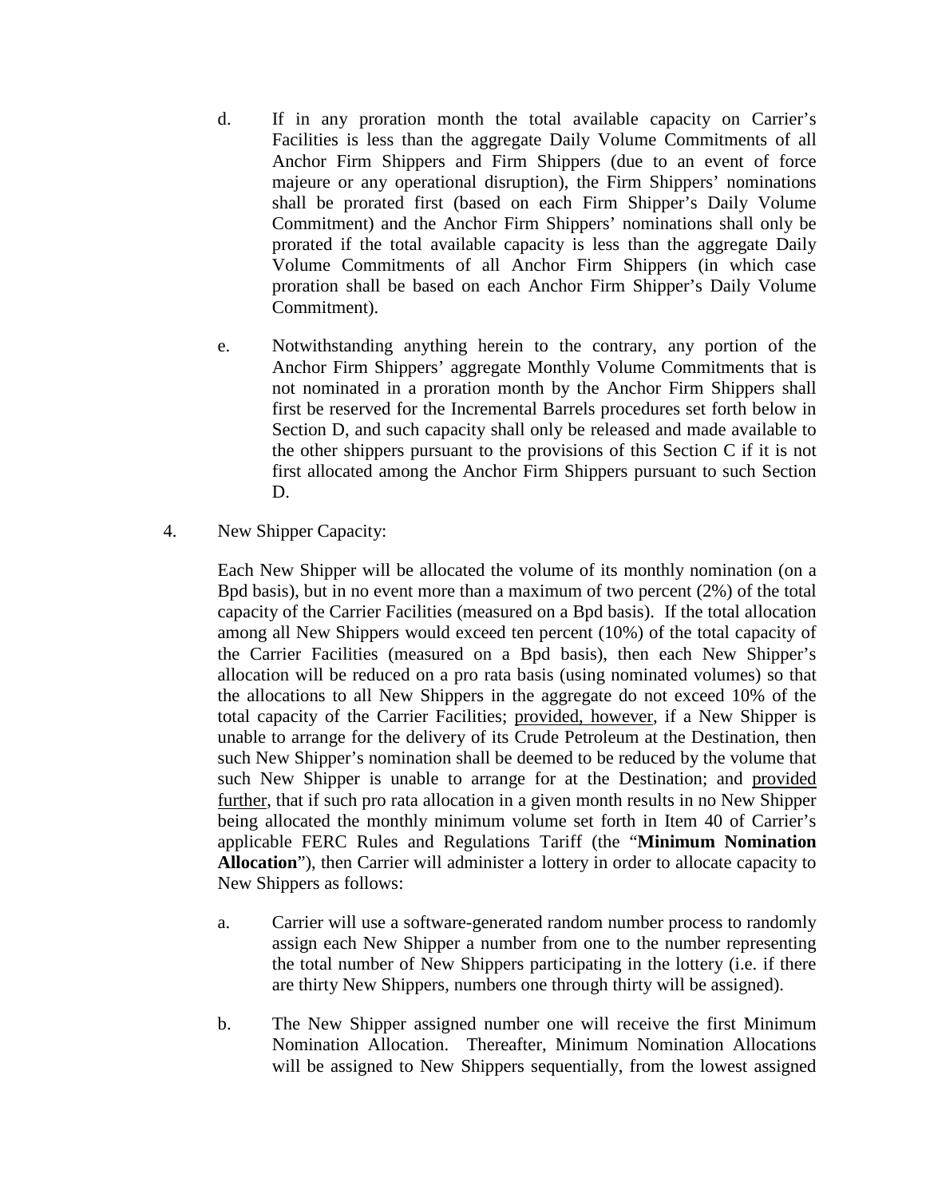d. If in any proration month the total available capacity on Carrier's Facilities is less than the aggregate Daily Volume Commitments of all Anchor Firm Shippers and Firm Shippers (due to an event of force majeure or any operational disruption), the Firm Shippers' nominations shall be prorated first (based on each Firm Shipper's Daily Volume Commitment) and the Anchor Firm Shippers' nominations shall only be prorated if the total available capacity is less than the aggregate Daily Volume Commitments of all Anchor Firm Shippers (in which case proration shall be based on each Anchor Firm Shipper's Daily Volume Commitment).

e. Notwithstanding anything herein to the contrary, any portion of the Anchor Firm Shippers' aggregate Monthly Volume Commitments that is not nominated in a proration month by the Anchor Firm Shippers shall first be reserved for the Incremental Barrels procedures set forth below in Section D, and such capacity shall only be released and made available to the other shippers pursuant to the provisions of this Section C if it is not first allocated among the Anchor Firm Shippers pursuant to such Section D.

4. New Shipper Capacity:

Each New Shipper will be allocated the volume of its monthly nomination (on a Bpd basis), but in no event more than a maximum of two percent (2%) of the total capacity of the Carrier Facilities (measured on a Bpd basis). If the total allocation among all New Shippers would exceed ten percent (10%) of the total capacity of the Carrier Facilities (measured on a Bpd basis), then each New Shipper's allocation will be reduced on a pro rata basis (using nominated volumes) so that the allocations to all New Shippers in the aggregate do not exceed 10% of the total capacity of the Carrier Facilities; provided, however, if a New Shipper is unable to arrange for the delivery of its Crude Petroleum at the Destination, then such New Shipper's nomination shall be deemed to be reduced by the volume that such New Shipper is unable to arrange for at the Destination; and provided further, that if such pro rata allocation in a given month results in no New Shipper being allocated the monthly minimum volume set forth in Item 40 of Carrier's applicable FERC Rules and Regulations Tariff (the "**Minimum Nomination Allocation**"), then Carrier will administer a lottery in order to allocate capacity to New Shippers as follows:

a. Carrier will use a software-generated random number process to randomly assign each New Shipper a number from one to the number representing the total number of New Shippers participating in the lottery (i.e. if there are thirty New Shippers, numbers one through thirty will be assigned).

b. The New Shipper assigned number one will receive the first Minimum Nomination Allocation. Thereafter, Minimum Nomination Allocations will be assigned to New Shippers sequentially, from the lowest assigned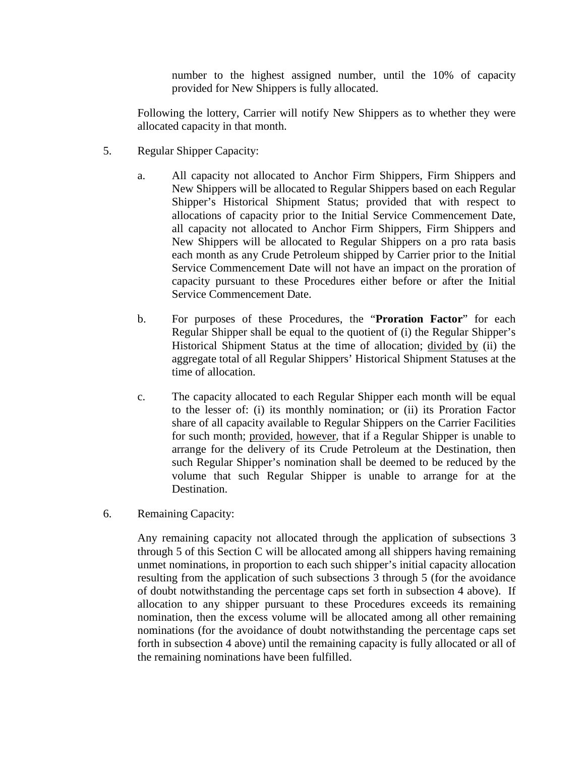number to the highest assigned number, until the 10% of capacity provided for New Shippers is fully allocated.

Following the lottery, Carrier will notify New Shippers as to whether they were allocated capacity in that month.

5. Regular Shipper Capacity:

   a. All capacity not allocated to Anchor Firm Shippers, Firm Shippers and New Shippers will be allocated to Regular Shippers based on each Regular Shipper's Historical Shipment Status; provided that with respect to allocations of capacity prior to the Initial Service Commencement Date, all capacity not allocated to Anchor Firm Shippers, Firm Shippers and New Shippers will be allocated to Regular Shippers on a pro rata basis each month as any Crude Petroleum shipped by Carrier prior to the Initial Service Commencement Date will not have an impact on the proration of capacity pursuant to these Procedures either before or after the Initial Service Commencement Date.

   b. For purposes of these Procedures, the "**Proration Factor**" for each Regular Shipper shall be equal to the quotient of (i) the Regular Shipper's Historical Shipment Status at the time of allocation; <u>divided by</u> (ii) the aggregate total of all Regular Shippers' Historical Shipment Statuses at the time of allocation.

   c. The capacity allocated to each Regular Shipper each month will be equal to the lesser of: (i) its monthly nomination; or (ii) its Proration Factor share of all capacity available to Regular Shippers on the Carrier Facilities for such month; <u>provided</u>, <u>however</u>, that if a Regular Shipper is unable to arrange for the delivery of its Crude Petroleum at the Destination, then such Regular Shipper's nomination shall be deemed to be reduced by the volume that such Regular Shipper is unable to arrange for at the Destination.

6. Remaining Capacity:

   Any remaining capacity not allocated through the application of subsections 3 through 5 of this Section C will be allocated among all shippers having remaining unmet nominations, in proportion to each such shipper's initial capacity allocation resulting from the application of such subsections 3 through 5 (for the avoidance of doubt notwithstanding the percentage caps set forth in subsection 4 above). If allocation to any shipper pursuant to these Procedures exceeds its remaining nomination, then the excess volume will be allocated among all other remaining nominations (for the avoidance of doubt notwithstanding the percentage caps set forth in subsection 4 above) until the remaining capacity is fully allocated or all of the remaining nominations have been fulfilled.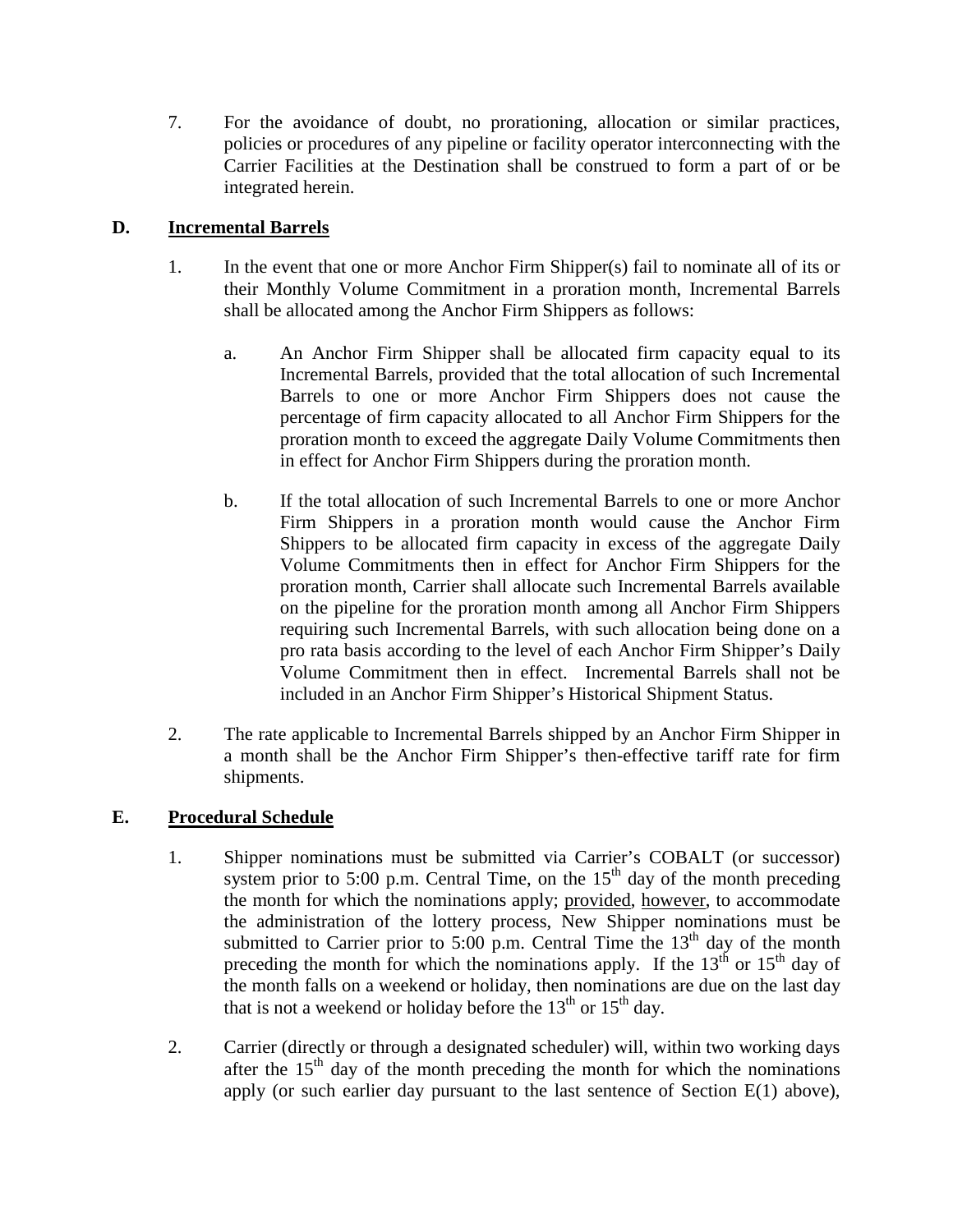7. For the avoidance of doubt, no prorationing, allocation or similar practices, policies or procedures of any pipeline or facility operator interconnecting with the Carrier Facilities at the Destination shall be construed to form a part of or be integrated herein.

**D. <u>Incremental Barrels</u>**

1. In the event that one or more Anchor Firm Shipper(s) fail to nominate all of its or their Monthly Volume Commitment in a proration month, Incremental Barrels shall be allocated among the Anchor Firm Shippers as follows:

   a. An Anchor Firm Shipper shall be allocated firm capacity equal to its Incremental Barrels, provided that the total allocation of such Incremental Barrels to one or more Anchor Firm Shippers does not cause the percentage of firm capacity allocated to all Anchor Firm Shippers for the proration month to exceed the aggregate Daily Volume Commitments then in effect for Anchor Firm Shippers during the proration month.

   b. If the total allocation of such Incremental Barrels to one or more Anchor Firm Shippers in a proration month would cause the Anchor Firm Shippers to be allocated firm capacity in excess of the aggregate Daily Volume Commitments then in effect for Anchor Firm Shippers for the proration month, Carrier shall allocate such Incremental Barrels available on the pipeline for the proration month among all Anchor Firm Shippers requiring such Incremental Barrels, with such allocation being done on a pro rata basis according to the level of each Anchor Firm Shipper's Daily Volume Commitment then in effect. Incremental Barrels shall not be included in an Anchor Firm Shipper's Historical Shipment Status.

2. The rate applicable to Incremental Barrels shipped by an Anchor Firm Shipper in a month shall be the Anchor Firm Shipper's then-effective tariff rate for firm shipments.

**E. <u>Procedural Schedule</u>**

1. Shipper nominations must be submitted via Carrier's COBALT (or successor) system prior to 5:00 p.m. Central Time, on the 15th day of the month preceding the month for which the nominations apply; <u>provided</u>, <u>however</u>, to accommodate the administration of the lottery process, New Shipper nominations must be submitted to Carrier prior to 5:00 p.m. Central Time the 13th day of the month preceding the month for which the nominations apply. If the 13th or 15th day of the month falls on a weekend or holiday, then nominations are due on the last day that is not a weekend or holiday before the 13th or 15th day.

2. Carrier (directly or through a designated scheduler) will, within two working days after the 15th day of the month preceding the month for which the nominations apply (or such earlier day pursuant to the last sentence of Section E(1) above),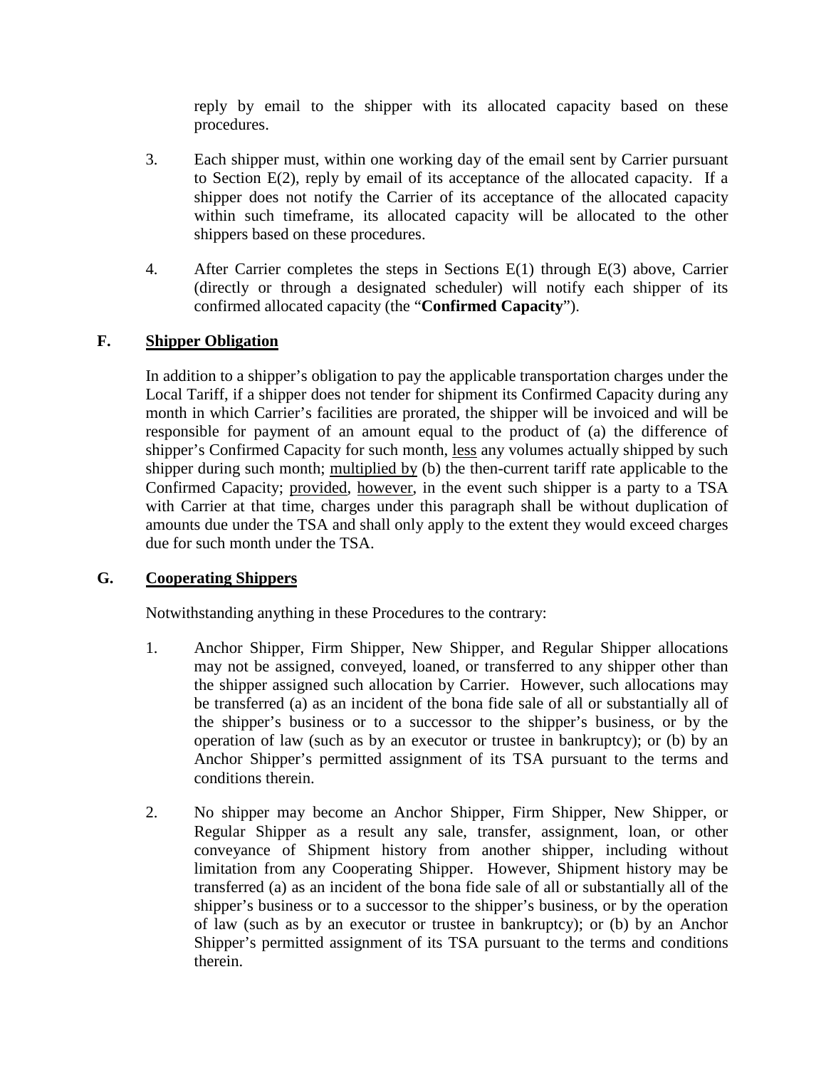reply by email to the shipper with its allocated capacity based on these procedures.

3. Each shipper must, within one working day of the email sent by Carrier pursuant to Section E(2), reply by email of its acceptance of the allocated capacity. If a shipper does not notify the Carrier of its acceptance of the allocated capacity within such timeframe, its allocated capacity will be allocated to the other shippers based on these procedures.

4. After Carrier completes the steps in Sections E(1) through E(3) above, Carrier (directly or through a designated scheduler) will notify each shipper of its confirmed allocated capacity (the "**Confirmed Capacity**").

## F. Shipper Obligation

In addition to a shipper's obligation to pay the applicable transportation charges under the Local Tariff, if a shipper does not tender for shipment its Confirmed Capacity during any month in which Carrier's facilities are prorated, the shipper will be invoiced and will be responsible for payment of an amount equal to the product of (a) the difference of shipper's Confirmed Capacity for such month, less any volumes actually shipped by such shipper during such month; multiplied by (b) the then-current tariff rate applicable to the Confirmed Capacity; provided, however, in the event such shipper is a party to a TSA with Carrier at that time, charges under this paragraph shall be without duplication of amounts due under the TSA and shall only apply to the extent they would exceed charges due for such month under the TSA.

## G. Cooperating Shippers

Notwithstanding anything in these Procedures to the contrary:

1. Anchor Shipper, Firm Shipper, New Shipper, and Regular Shipper allocations may not be assigned, conveyed, loaned, or transferred to any shipper other than the shipper assigned such allocation by Carrier. However, such allocations may be transferred (a) as an incident of the bona fide sale of all or substantially all of the shipper's business or to a successor to the shipper's business, or by the operation of law (such as by an executor or trustee in bankruptcy); or (b) by an Anchor Shipper's permitted assignment of its TSA pursuant to the terms and conditions therein.

2. No shipper may become an Anchor Shipper, Firm Shipper, New Shipper, or Regular Shipper as a result any sale, transfer, assignment, loan, or other conveyance of Shipment history from another shipper, including without limitation from any Cooperating Shipper. However, Shipment history may be transferred (a) as an incident of the bona fide sale of all or substantially all of the shipper's business or to a successor to the shipper's business, or by the operation of law (such as by an executor or trustee in bankruptcy); or (b) by an Anchor Shipper's permitted assignment of its TSA pursuant to the terms and conditions therein.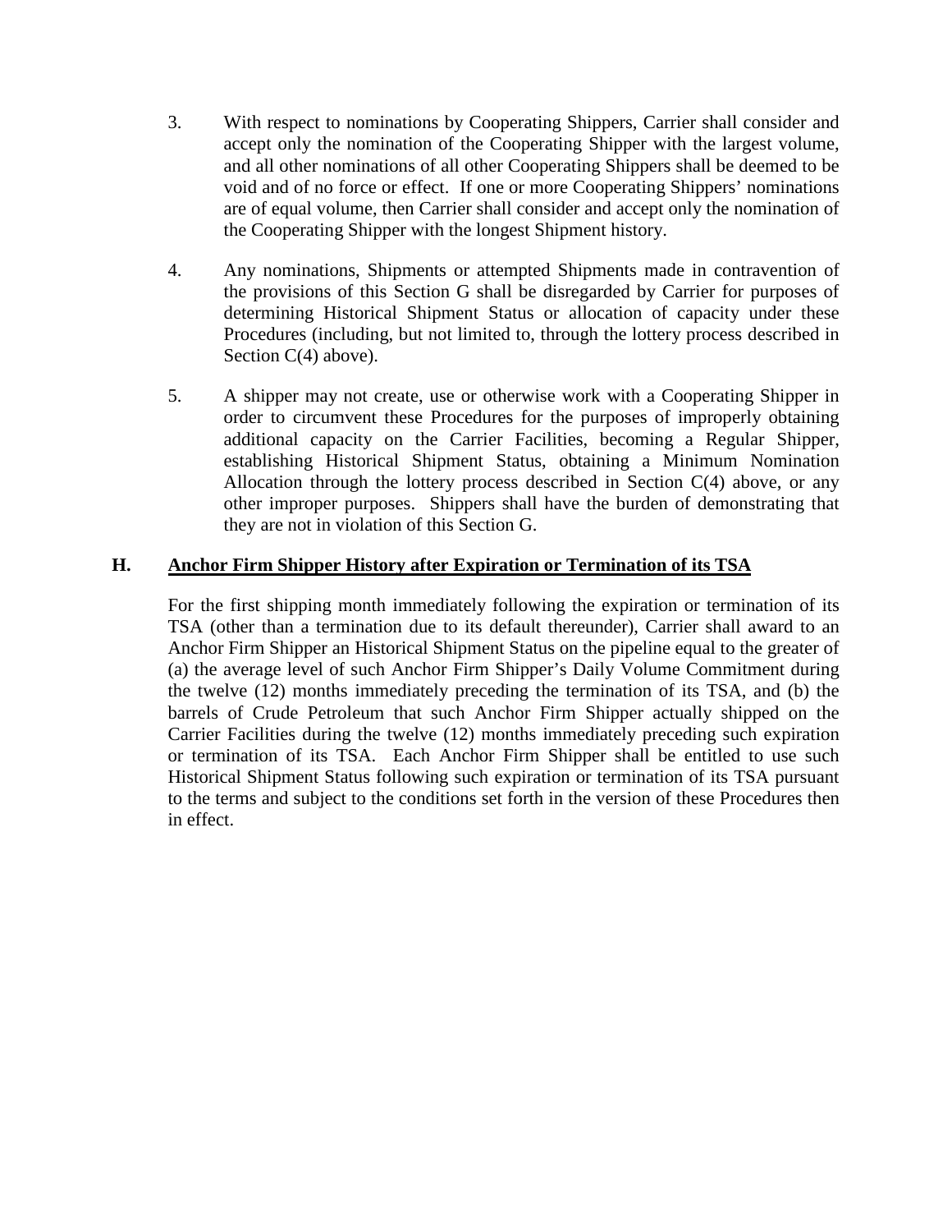3. With respect to nominations by Cooperating Shippers, Carrier shall consider and accept only the nomination of the Cooperating Shipper with the largest volume, and all other nominations of all other Cooperating Shippers shall be deemed to be void and of no force or effect. If one or more Cooperating Shippers' nominations are of equal volume, then Carrier shall consider and accept only the nomination of the Cooperating Shipper with the longest Shipment history.

4. Any nominations, Shipments or attempted Shipments made in contravention of the provisions of this Section G shall be disregarded by Carrier for purposes of determining Historical Shipment Status or allocation of capacity under these Procedures (including, but not limited to, through the lottery process described in Section C(4) above).

5. A shipper may not create, use or otherwise work with a Cooperating Shipper in order to circumvent these Procedures for the purposes of improperly obtaining additional capacity on the Carrier Facilities, becoming a Regular Shipper, establishing Historical Shipment Status, obtaining a Minimum Nomination Allocation through the lottery process described in Section C(4) above, or any other improper purposes. Shippers shall have the burden of demonstrating that they are not in violation of this Section G.

## H. Anchor Firm Shipper History after Expiration or Termination of its TSA

For the first shipping month immediately following the expiration or termination of its TSA (other than a termination due to its default thereunder), Carrier shall award to an Anchor Firm Shipper an Historical Shipment Status on the pipeline equal to the greater of (a) the average level of such Anchor Firm Shipper's Daily Volume Commitment during the twelve (12) months immediately preceding the termination of its TSA, and (b) the barrels of Crude Petroleum that such Anchor Firm Shipper actually shipped on the Carrier Facilities during the twelve (12) months immediately preceding such expiration or termination of its TSA. Each Anchor Firm Shipper shall be entitled to use such Historical Shipment Status following such expiration or termination of its TSA pursuant to the terms and subject to the conditions set forth in the version of these Procedures then in effect.